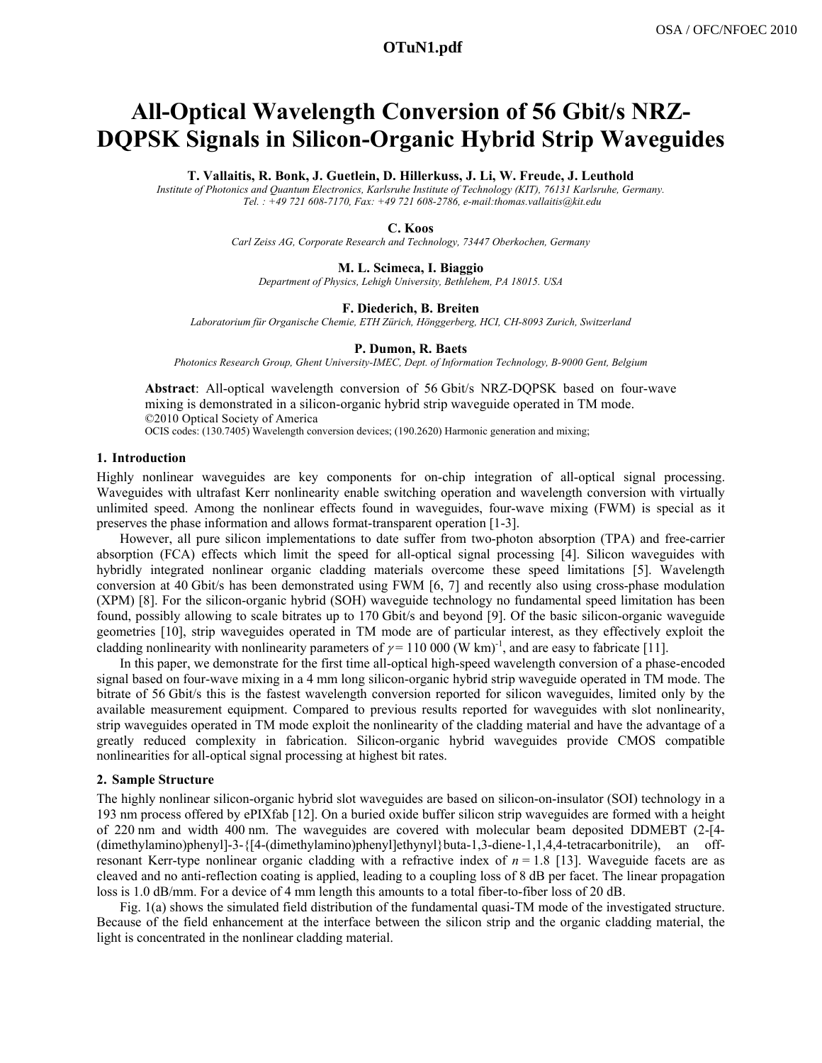# All-Optical Wavelength Conversion of 56 Gbit/s NRZ-DQPSK Signals in Silicon-Organic Hybrid Strip Waveguides

**T. Vallaitis, R. Bonk, J. Guetlein, D. Hillerkuss, J. Li, W. Freude, J. Leuthold**

*Institute of Photonics and Quantum Electronics, Karlsruhe Institute of Technology (KIT), 76131 Karlsruhe, Germany. Tel. : +49 721 608-7170, Fax: +49 721 608-2786, e-mail:thomas.vallaitis@kit.edu*

**C. Koos**

*Carl Zeiss AG, Corporate Research and Technology, 73447 Oberkochen, Germany*

**M. L. Scimeca, I. Biaggio**

*Department of Physics, Lehigh University, Bethlehem, PA 18015. USA*

**F. Diederich, B. Breiten**

*Laboratorium für Organische Chemie, ETH Zürich, Hönggerberg, HCI, CH-8093 Zurich, Switzerland*

**P. Dumon, R. Baets**

*Photonics Research Group, Ghent University-IMEC, Dept. of Information Technology, B-9000 Gent, Belgium*

**Abstract**: All-optical wavelength conversion of 56 Gbit/s NRZ-DQPSK based on four-wave mixing is demonstrated in a silicon-organic hybrid strip waveguide operated in TM mode.
©2010 Optical Society of America
OCIS codes: (130.7405) Wavelength conversion devices; (190.2620) Harmonic generation and mixing;

## 1. Introduction

Highly nonlinear waveguides are key components for on-chip integration of all-optical signal processing. Waveguides with ultrafast Kerr nonlinearity enable switching operation and wavelength conversion with virtually unlimited speed. Among the nonlinear effects found in waveguides, four-wave mixing (FWM) is special as it preserves the phase information and allows format-transparent operation [1-3].

However, all pure silicon implementations to date suffer from two-photon absorption (TPA) and free-carrier absorption (FCA) effects which limit the speed for all-optical signal processing [4]. Silicon waveguides with hybridly integrated nonlinear organic cladding materials overcome these speed limitations [5]. Wavelength conversion at 40 Gbit/s has been demonstrated using FWM [6, 7] and recently also using cross-phase modulation (XPM) [8]. For the silicon-organic hybrid (SOH) waveguide technology no fundamental speed limitation has been found, possibly allowing to scale bitrates up to 170 Gbit/s and beyond [9]. Of the basic silicon-organic waveguide geometries [10], strip waveguides operated in TM mode are of particular interest, as they effectively exploit the cladding nonlinearity with nonlinearity parameters of $\gamma = 110\,000\ (\text{W km})^{-1}$, and are easy to fabricate [11].

In this paper, we demonstrate for the first time all-optical high-speed wavelength conversion of a phase-encoded signal based on four-wave mixing in a 4 mm long silicon-organic hybrid strip waveguide operated in TM mode. The bitrate of 56 Gbit/s this is the fastest wavelength conversion reported for silicon waveguides, limited only by the available measurement equipment. Compared to previous results reported for waveguides with slot nonlinearity, strip waveguides operated in TM mode exploit the nonlinearity of the cladding material and have the advantage of a greatly reduced complexity in fabrication. Silicon-organic hybrid waveguides provide CMOS compatible nonlinearities for all-optical signal processing at highest bit rates.

## 2. Sample Structure

The highly nonlinear silicon-organic hybrid slot waveguides are based on silicon-on-insulator (SOI) technology in a 193 nm process offered by ePIXfab [12]. On a buried oxide buffer silicon strip waveguides are formed with a height of 220 nm and width 400 nm. The waveguides are covered with molecular beam deposited DDMEBT (2-[4-(dimethylamino)phenyl]-3-{[4-(dimethylamino)phenyl]ethynyl}buta-1,3-diene-1,1,4,4-tetracarbonitrile), an off-resonant Kerr-type nonlinear organic cladding with a refractive index of $n = 1.8$ [13]. Waveguide facets are as cleaved and no anti-reflection coating is applied, leading to a coupling loss of 8 dB per facet. The linear propagation loss is 1.0 dB/mm. For a device of 4 mm length this amounts to a total fiber-to-fiber loss of 20 dB.

Fig. 1(a) shows the simulated field distribution of the fundamental quasi-TM mode of the investigated structure. Because of the field enhancement at the interface between the silicon strip and the organic cladding material, the light is concentrated in the nonlinear cladding material.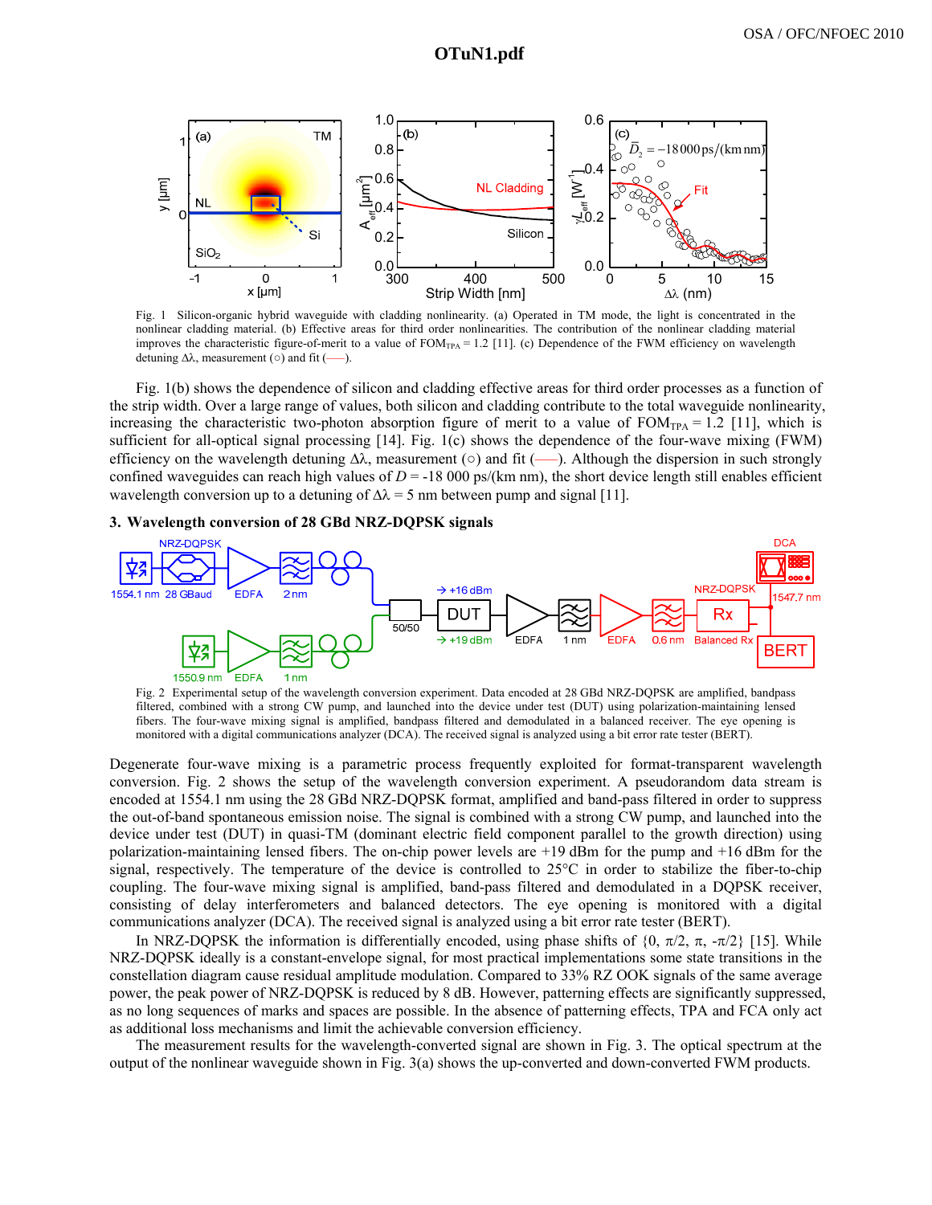Fig. 1 Silicon-organic hybrid waveguide with cladding nonlinearity. (a) Operated in TM mode, the light is concentrated in the nonlinear cladding material. (b) Effective areas for third order nonlinearities. The contribution of the nonlinear cladding material improves the characteristic figure-of-merit to a value of $FOM_{TPA} = 1.2$ [11]. (c) Dependence of the FWM efficiency on wavelength detuning $\Delta\lambda$, measurement (○) and fit (——).

Fig. 1(b) shows the dependence of silicon and cladding effective areas for third order processes as a function of the strip width. Over a large range of values, both silicon and cladding contribute to the total waveguide nonlinearity, increasing the characteristic two-photon absorption figure of merit to a value of $FOM_{TPA} = 1.2$ [11], which is sufficient for all-optical signal processing [14]. Fig. 1(c) shows the dependence of the four-wave mixing (FWM) efficiency on the wavelength detuning $\Delta\lambda$, measurement (○) and fit (——). Although the dispersion in such strongly confined waveguides can reach high values of $D = -18\,000$ ps/(km nm), the short device length still enables efficient wavelength conversion up to a detuning of $\Delta\lambda = 5$ nm between pump and signal [11].

### 3. Wavelength conversion of 28 GBd NRZ-DQPSK signals

Fig. 2 Experimental setup of the wavelength conversion experiment. Data encoded at 28 GBd NRZ-DQPSK are amplified, bandpass filtered, combined with a strong CW pump, and launched into the device under test (DUT) using polarization-maintaining lensed fibers. The four-wave mixing signal is amplified, bandpass filtered and demodulated in a balanced receiver. The eye opening is monitored with a digital communications analyzer (DCA). The received signal is analyzed using a bit error rate tester (BERT).

Degenerate four-wave mixing is a parametric process frequently exploited for format-transparent wavelength conversion. Fig. 2 shows the setup of the wavelength conversion experiment. A pseudorandom data stream is encoded at 1554.1 nm using the 28 GBd NRZ-DQPSK format, amplified and band-pass filtered in order to suppress the out-of-band spontaneous emission noise. The signal is combined with a strong CW pump, and launched into the device under test (DUT) in quasi-TM (dominant electric field component parallel to the growth direction) using polarization-maintaining lensed fibers. The on-chip power levels are +19 dBm for the pump and +16 dBm for the signal, respectively. The temperature of the device is controlled to 25°C in order to stabilize the fiber-to-chip coupling. The four-wave mixing signal is amplified, band-pass filtered and demodulated in a DQPSK receiver, consisting of delay interferometers and balanced detectors. The eye opening is monitored with a digital communications analyzer (DCA). The received signal is analyzed using a bit error rate tester (BERT).

In NRZ-DQPSK the information is differentially encoded, using phase shifts of $\{0, \pi/2, \pi, -\pi/2\}$ [15]. While NRZ-DQPSK ideally is a constant-envelope signal, for most practical implementations some state transitions in the constellation diagram cause residual amplitude modulation. Compared to 33% RZ OOK signals of the same average power, the peak power of NRZ-DQPSK is reduced by 8 dB. However, patterning effects are significantly suppressed, as no long sequences of marks and spaces are possible. In the absence of patterning effects, TPA and FCA only act as additional loss mechanisms and limit the achievable conversion efficiency.

The measurement results for the wavelength-converted signal are shown in Fig. 3. The optical spectrum at the output of the nonlinear waveguide shown in Fig. 3(a) shows the up-converted and down-converted FWM products.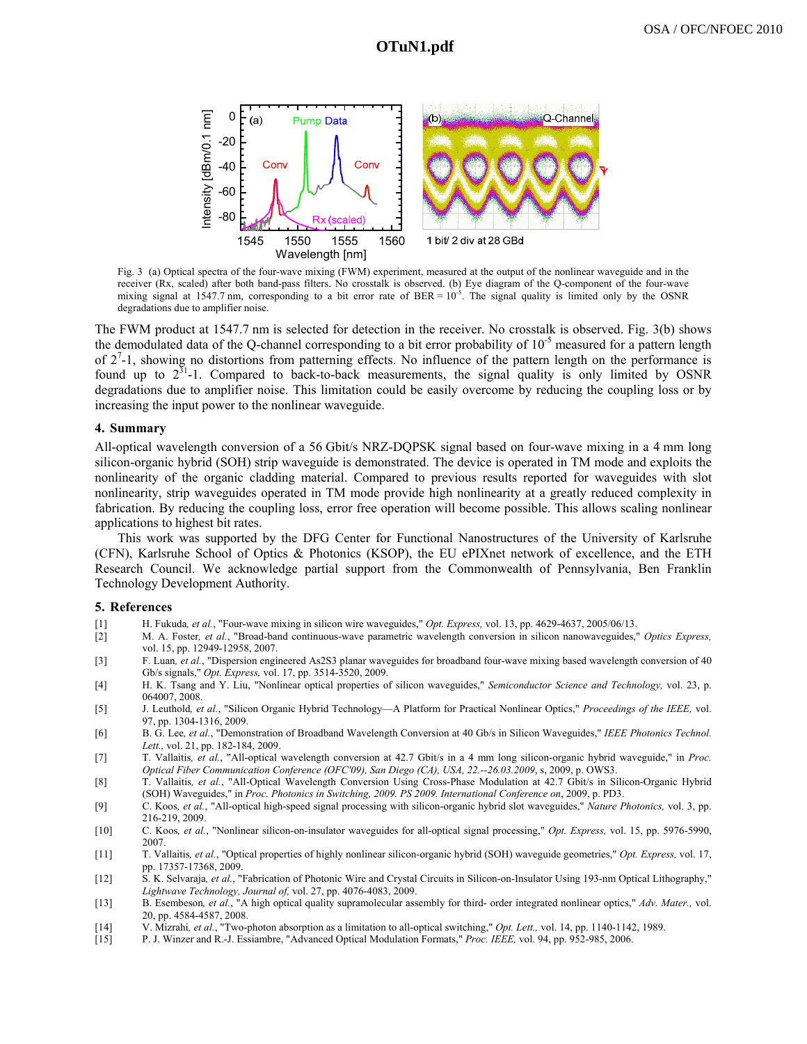Fig. 3 (a) Optical spectra of the four-wave mixing (FWM) experiment, measured at the output of the nonlinear waveguide and in the receiver (Rx, scaled) after both band-pass filters. No crosstalk is observed. (b) Eye diagram of the Q-component of the four-wave mixing signal at 1547.7 nm, corresponding to a bit error rate of BER = $10^{-5}$. The signal quality is limited only by the OSNR degradations due to amplifier noise.

The FWM product at 1547.7 nm is selected for detection in the receiver. No crosstalk is observed. Fig. 3(b) shows the demodulated data of the Q-channel corresponding to a bit error probability of $10^{-5}$ measured for a pattern length of $2^7$-1, showing no distortions from patterning effects. No influence of the pattern length on the performance is found up to $2^{31}$-1. Compared to back-to-back measurements, the signal quality is only limited by OSNR degradations due to amplifier noise. This limitation could be easily overcome by reducing the coupling loss or by increasing the input power to the nonlinear waveguide.

## 4. Summary

All-optical wavelength conversion of a 56 Gbit/s NRZ-DQPSK signal based on four-wave mixing in a 4 mm long silicon-organic hybrid (SOH) strip waveguide is demonstrated. The device is operated in TM mode and exploits the nonlinearity of the organic cladding material. Compared to previous results reported for waveguides with slot nonlinearity, strip waveguides operated in TM mode provide high nonlinearity at a greatly reduced complexity in fabrication. By reducing the coupling loss, error free operation will become possible. This allows scaling nonlinear applications to highest bit rates.

This work was supported by the DFG Center for Functional Nanostructures of the University of Karlsruhe (CFN), Karlsruhe School of Optics & Photonics (KSOP), the EU ePIXnet network of excellence, and the ETH Research Council. We acknowledge partial support from the Commonwealth of Pennsylvania, Ben Franklin Technology Development Authority.

## 5. References

[1] H. Fukuda, *et al.*, "Four-wave mixing in silicon wire waveguides," *Opt. Express,* vol. 13, pp. 4629-4637, 2005/06/13.

[2] M. A. Foster, *et al.*, "Broad-band continuous-wave parametric wavelength conversion in silicon nanowaveguides," *Optics Express,* vol. 15, pp. 12949-12958, 2007.

[3] F. Luan, *et al.*, "Dispersion engineered As2S3 planar waveguides for broadband four-wave mixing based wavelength conversion of 40 Gb/s signals," *Opt. Express,* vol. 17, pp. 3514-3520, 2009.

[4] H. K. Tsang and Y. Liu, "Nonlinear optical properties of silicon waveguides," *Semiconductor Science and Technology,* vol. 23, p. 064007, 2008.

[5] J. Leuthold, *et al.*, "Silicon Organic Hybrid Technology—A Platform for Practical Nonlinear Optics," *Proceedings of the IEEE,* vol. 97, pp. 1304-1316, 2009.

[6] B. G. Lee, *et al.*, "Demonstration of Broadband Wavelength Conversion at 40 Gb/s in Silicon Waveguides," *IEEE Photonics Technol. Lett.,* vol. 21, pp. 182-184, 2009.

[7] T. Vallaitis, *et al.*, "All-optical wavelength conversion at 42.7 Gbit/s in a 4 mm long silicon-organic hybrid waveguide," in *Proc. Optical Fiber Communication Conference (OFC'09), San Diego (CA), USA, 22.--26.03.2009*, s, 2009, p. OWS3.

[8] T. Vallaitis, *et al.*, "All-Optical Wavelength Conversion Using Cross-Phase Modulation at 42.7 Gbit/s in Silicon-Organic Hybrid (SOH) Waveguides," in *Proc. Photonics in Switching, 2009. PS 2009. International Conference on*, 2009, p. PD3.

[9] C. Koos, *et al.*, "All-optical high-speed signal processing with silicon-organic hybrid slot waveguides," *Nature Photonics,* vol. 3, pp. 216-219, 2009.

[10] C. Koos, *et al.*, "Nonlinear silicon-on-insulator waveguides for all-optical signal processing," *Opt. Express,* vol. 15, pp. 5976-5990, 2007.

[11] T. Vallaitis, *et al.*, "Optical properties of highly nonlinear silicon-organic hybrid (SOH) waveguide geometries," *Opt. Express,* vol. 17, pp. 17357-17368, 2009.

[12] S. K. Selvaraja, *et al.*, "Fabrication of Photonic Wire and Crystal Circuits in Silicon-on-Insulator Using 193-nm Optical Lithography," *Lightwave Technology, Journal of,* vol. 27, pp. 4076-4083, 2009.

[13] B. Esembeson, *et al.*, "A high optical quality supramolecular assembly for third- order integrated nonlinear optics," *Adv. Mater.,* vol. 20, pp. 4584-4587, 2008.

[14] V. Mizrahi, *et al.*, "Two-photon absorption as a limitation to all-optical switching," *Opt. Lett.,* vol. 14, pp. 1140-1142, 1989.

[15] P. J. Winzer and R.-J. Essiambre, "Advanced Optical Modulation Formats," *Proc. IEEE,* vol. 94, pp. 952-985, 2006.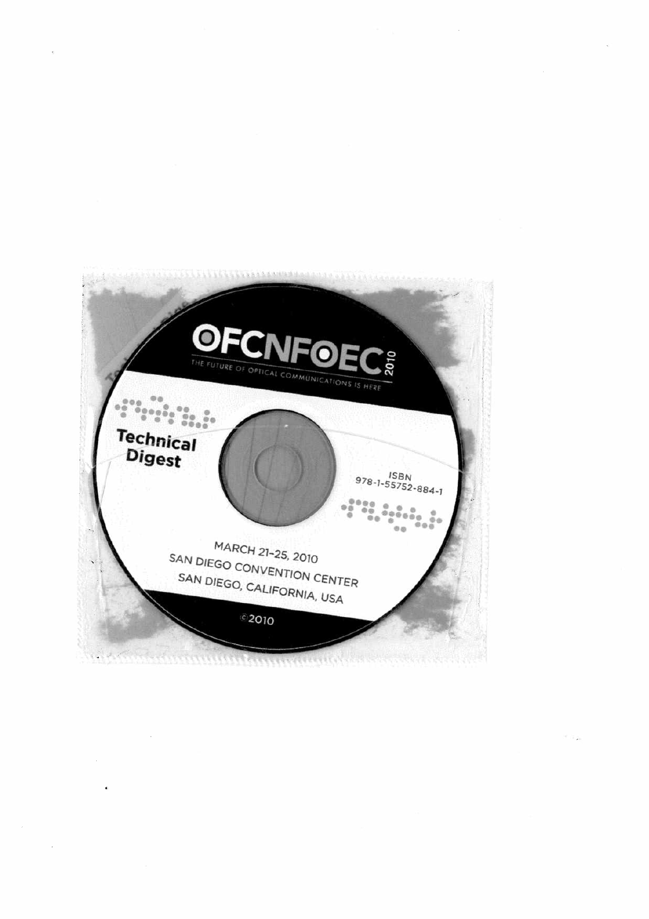OFCNFOEC 2010

THE FUTURE OF OPTICAL COMMUNICATIONS IS HERE

**Technical Digest**

ISBN 978-1-55752-884-1

MARCH 21–25, 2010

SAN DIEGO CONVENTION CENTER

SAN DIEGO, CALIFORNIA, USA

©2010